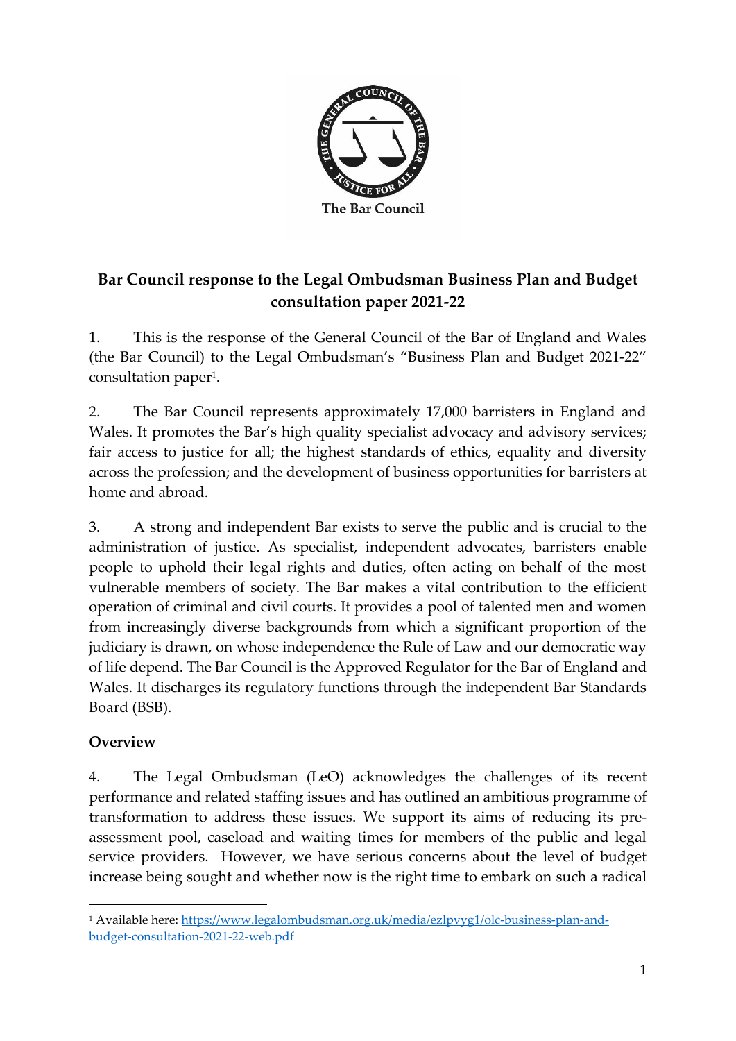The Bar Council

# Bar Council response to the Legal Ombudsman Business Plan and Budget consultation paper 2021-22

1. This is the response of the General Council of the Bar of England and Wales (the Bar Council) to the Legal Ombudsman's "Business Plan and Budget 2021-22" consultation paper[1].

2. The Bar Council represents approximately 17,000 barristers in England and Wales. It promotes the Bar's high quality specialist advocacy and advisory services; fair access to justice for all; the highest standards of ethics, equality and diversity across the profession; and the development of business opportunities for barristers at home and abroad.

3. A strong and independent Bar exists to serve the public and is crucial to the administration of justice. As specialist, independent advocates, barristers enable people to uphold their legal rights and duties, often acting on behalf of the most vulnerable members of society. The Bar makes a vital contribution to the efficient operation of criminal and civil courts. It provides a pool of talented men and women from increasingly diverse backgrounds from which a significant proportion of the judiciary is drawn, on whose independence the Rule of Law and our democratic way of life depend. The Bar Council is the Approved Regulator for the Bar of England and Wales. It discharges its regulatory functions through the independent Bar Standards Board (BSB).

## Overview

4. The Legal Ombudsman (LeO) acknowledges the challenges of its recent performance and related staffing issues and has outlined an ambitious programme of transformation to address these issues. We support its aims of reducing its pre-assessment pool, caseload and waiting times for members of the public and legal service providers. However, we have serious concerns about the level of budget increase being sought and whether now is the right time to embark on such a radical

[1] Available here: https://www.legalombudsman.org.uk/media/ezlpvyg1/olc-business-plan-and-budget-consultation-2021-22-web.pdf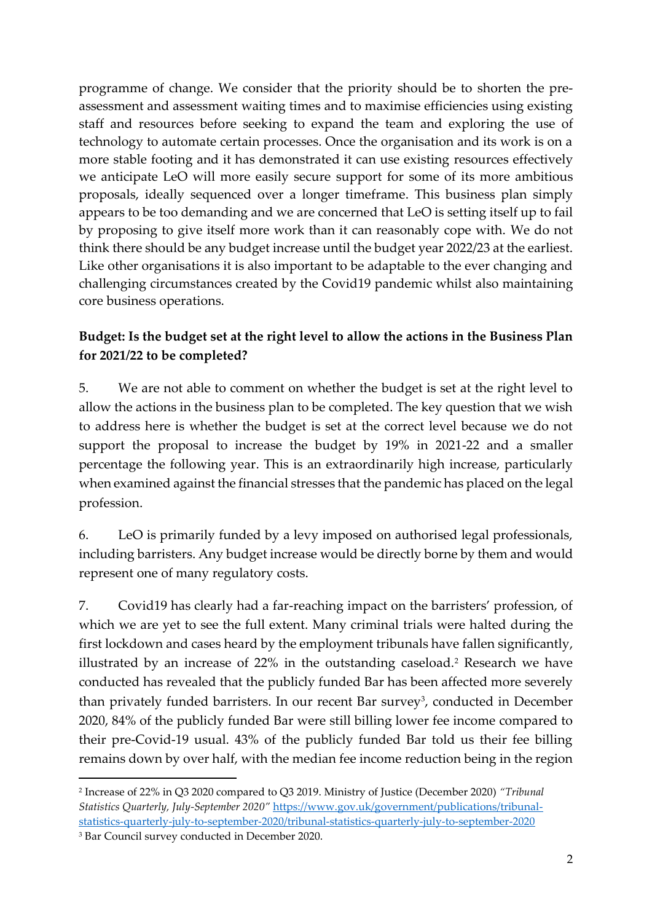programme of change. We consider that the priority should be to shorten the pre-assessment and assessment waiting times and to maximise efficiencies using existing staff and resources before seeking to expand the team and exploring the use of technology to automate certain processes. Once the organisation and its work is on a more stable footing and it has demonstrated it can use existing resources effectively we anticipate LeO will more easily secure support for some of its more ambitious proposals, ideally sequenced over a longer timeframe. This business plan simply appears to be too demanding and we are concerned that LeO is setting itself up to fail by proposing to give itself more work than it can reasonably cope with. We do not think there should be any budget increase until the budget year 2022/23 at the earliest. Like other organisations it is also important to be adaptable to the ever changing and challenging circumstances created by the Covid19 pandemic whilst also maintaining core business operations.

**Budget: Is the budget set at the right level to allow the actions in the Business Plan for 2021/22 to be completed?**

5. We are not able to comment on whether the budget is set at the right level to allow the actions in the business plan to be completed. The key question that we wish to address here is whether the budget is set at the correct level because we do not support the proposal to increase the budget by 19% in 2021-22 and a smaller percentage the following year. This is an extraordinarily high increase, particularly when examined against the financial stresses that the pandemic has placed on the legal profession.

6. LeO is primarily funded by a levy imposed on authorised legal professionals, including barristers. Any budget increase would be directly borne by them and would represent one of many regulatory costs.

7. Covid19 has clearly had a far-reaching impact on the barristers' profession, of which we are yet to see the full extent. Many criminal trials were halted during the first lockdown and cases heard by the employment tribunals have fallen significantly, illustrated by an increase of 22% in the outstanding caseload.[2] Research we have conducted has revealed that the publicly funded Bar has been affected more severely than privately funded barristers. In our recent Bar survey[3], conducted in December 2020, 84% of the publicly funded Bar were still billing lower fee income compared to their pre-Covid-19 usual. 43% of the publicly funded Bar told us their fee billing remains down by over half, with the median fee income reduction being in the region

---

[2] Increase of 22% in Q3 2020 compared to Q3 2019. Ministry of Justice (December 2020) *"Tribunal Statistics Quarterly, July-September 2020"* https://www.gov.uk/government/publications/tribunal-statistics-quarterly-july-to-september-2020/tribunal-statistics-quarterly-july-to-september-2020

[3] Bar Council survey conducted in December 2020.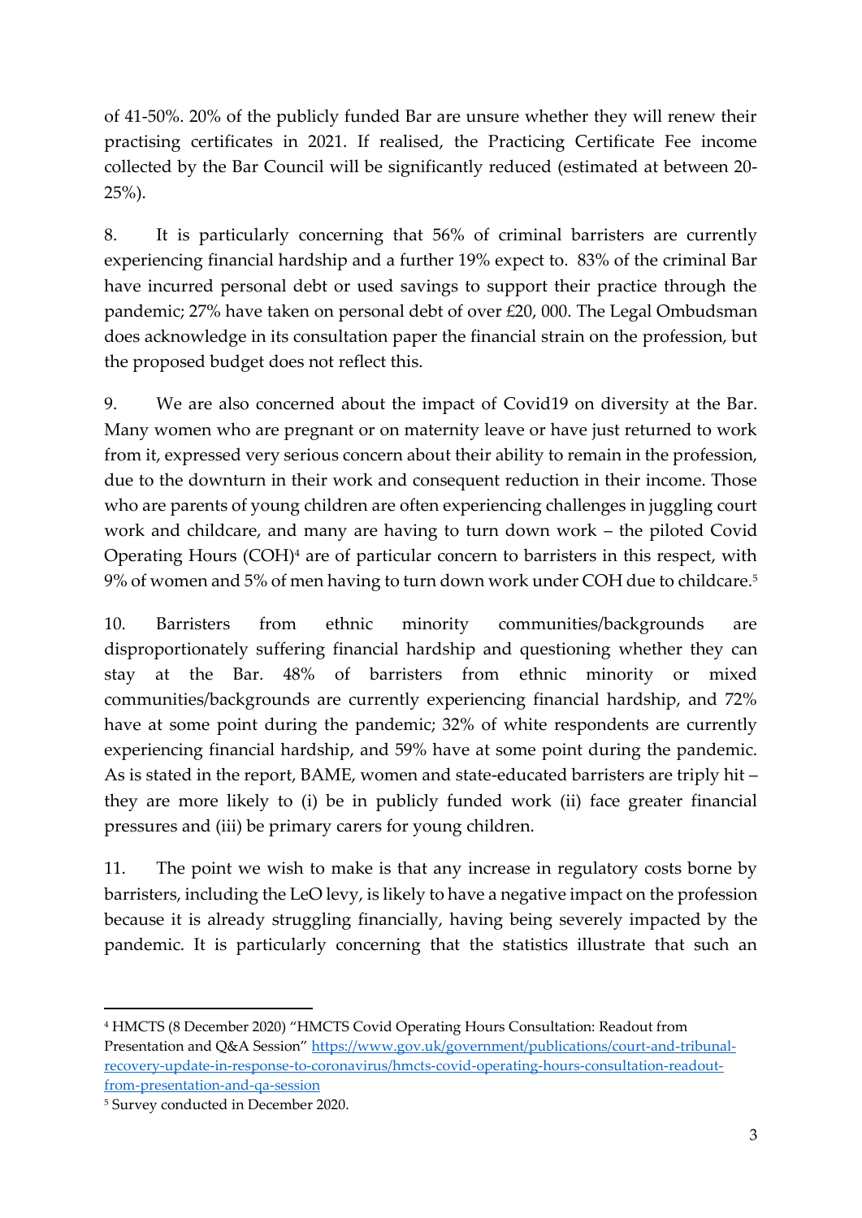of 41-50%. 20% of the publicly funded Bar are unsure whether they will renew their practising certificates in 2021. If realised, the Practicing Certificate Fee income collected by the Bar Council will be significantly reduced (estimated at between 20-25%).

8. It is particularly concerning that 56% of criminal barristers are currently experiencing financial hardship and a further 19% expect to. 83% of the criminal Bar have incurred personal debt or used savings to support their practice through the pandemic; 27% have taken on personal debt of over £20, 000. The Legal Ombudsman does acknowledge in its consultation paper the financial strain on the profession, but the proposed budget does not reflect this.

9. We are also concerned about the impact of Covid19 on diversity at the Bar. Many women who are pregnant or on maternity leave or have just returned to work from it, expressed very serious concern about their ability to remain in the profession, due to the downturn in their work and consequent reduction in their income. Those who are parents of young children are often experiencing challenges in juggling court work and childcare, and many are having to turn down work – the piloted Covid Operating Hours (COH)[4] are of particular concern to barristers in this respect, with 9% of women and 5% of men having to turn down work under COH due to childcare.[5]

10. Barristers from ethnic minority communities/backgrounds are disproportionately suffering financial hardship and questioning whether they can stay at the Bar. 48% of barristers from ethnic minority or mixed communities/backgrounds are currently experiencing financial hardship, and 72% have at some point during the pandemic; 32% of white respondents are currently experiencing financial hardship, and 59% have at some point during the pandemic. As is stated in the report, BAME, women and state-educated barristers are triply hit – they are more likely to (i) be in publicly funded work (ii) face greater financial pressures and (iii) be primary carers for young children.

11. The point we wish to make is that any increase in regulatory costs borne by barristers, including the LeO levy, is likely to have a negative impact on the profession because it is already struggling financially, having being severely impacted by the pandemic. It is particularly concerning that the statistics illustrate that such an

---

[4] HMCTS (8 December 2020) "HMCTS Covid Operating Hours Consultation: Readout from Presentation and Q&A Session" https://www.gov.uk/government/publications/court-and-tribunal-recovery-update-in-response-to-coronavirus/hmcts-covid-operating-hours-consultation-readout-from-presentation-and-qa-session

[5] Survey conducted in December 2020.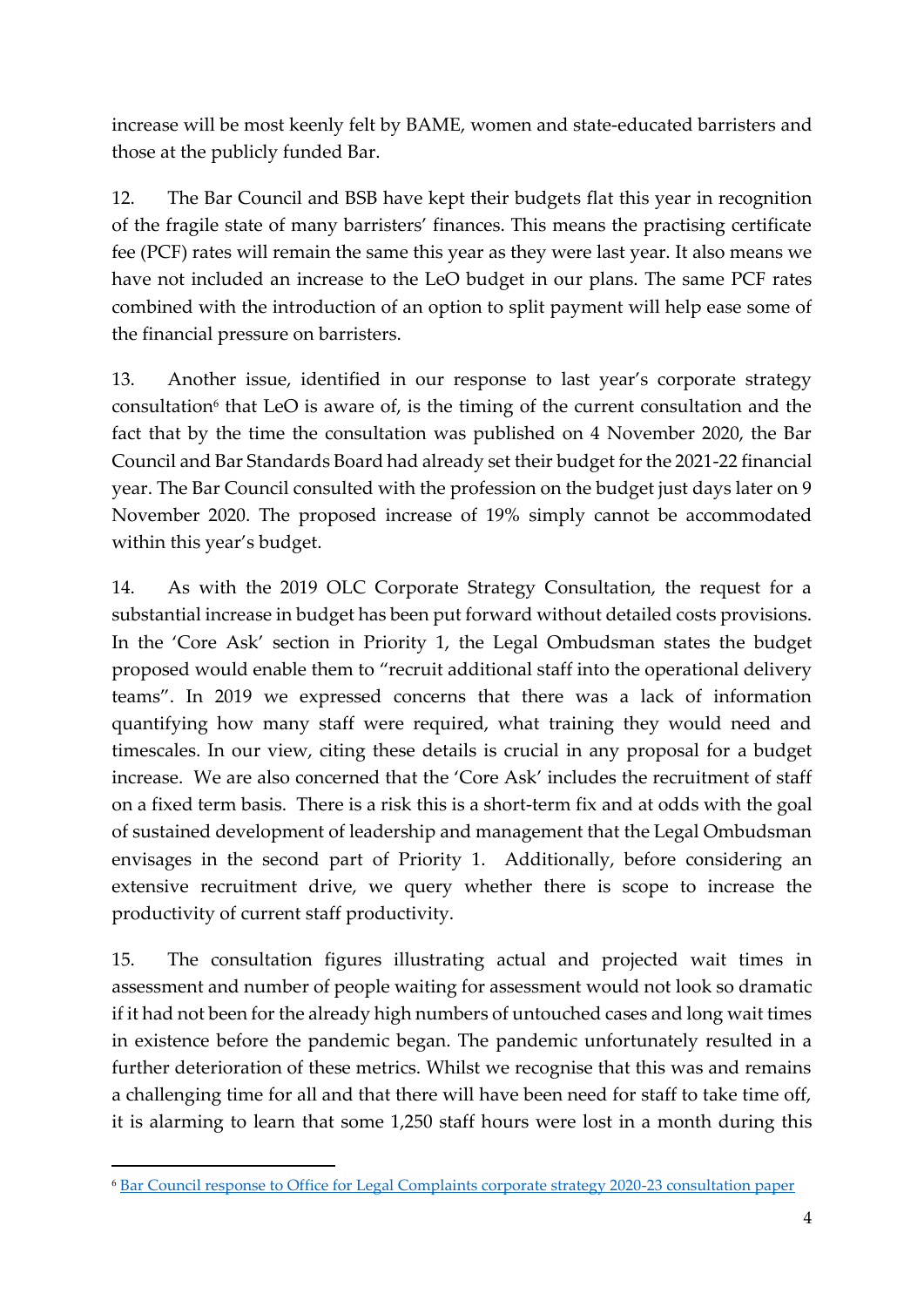increase will be most keenly felt by BAME, women and state-educated barristers and those at the publicly funded Bar.

12. The Bar Council and BSB have kept their budgets flat this year in recognition of the fragile state of many barristers' finances. This means the practising certificate fee (PCF) rates will remain the same this year as they were last year. It also means we have not included an increase to the LeO budget in our plans. The same PCF rates combined with the introduction of an option to split payment will help ease some of the financial pressure on barristers.

13. Another issue, identified in our response to last year's corporate strategy consultation[6] that LeO is aware of, is the timing of the current consultation and the fact that by the time the consultation was published on 4 November 2020, the Bar Council and Bar Standards Board had already set their budget for the 2021-22 financial year. The Bar Council consulted with the profession on the budget just days later on 9 November 2020. The proposed increase of 19% simply cannot be accommodated within this year's budget.

14. As with the 2019 OLC Corporate Strategy Consultation, the request for a substantial increase in budget has been put forward without detailed costs provisions. In the 'Core Ask' section in Priority 1, the Legal Ombudsman states the budget proposed would enable them to "recruit additional staff into the operational delivery teams". In 2019 we expressed concerns that there was a lack of information quantifying how many staff were required, what training they would need and timescales. In our view, citing these details is crucial in any proposal for a budget increase. We are also concerned that the 'Core Ask' includes the recruitment of staff on a fixed term basis. There is a risk this is a short-term fix and at odds with the goal of sustained development of leadership and management that the Legal Ombudsman envisages in the second part of Priority 1. Additionally, before considering an extensive recruitment drive, we query whether there is scope to increase the productivity of current staff productivity.

15. The consultation figures illustrating actual and projected wait times in assessment and number of people waiting for assessment would not look so dramatic if it had not been for the already high numbers of untouched cases and long wait times in existence before the pandemic began. The pandemic unfortunately resulted in a further deterioration of these metrics. Whilst we recognise that this was and remains a challenging time for all and that there will have been need for staff to take time off, it is alarming to learn that some 1,250 staff hours were lost in a month during this

[6] Bar Council response to Office for Legal Complaints corporate strategy 2020-23 consultation paper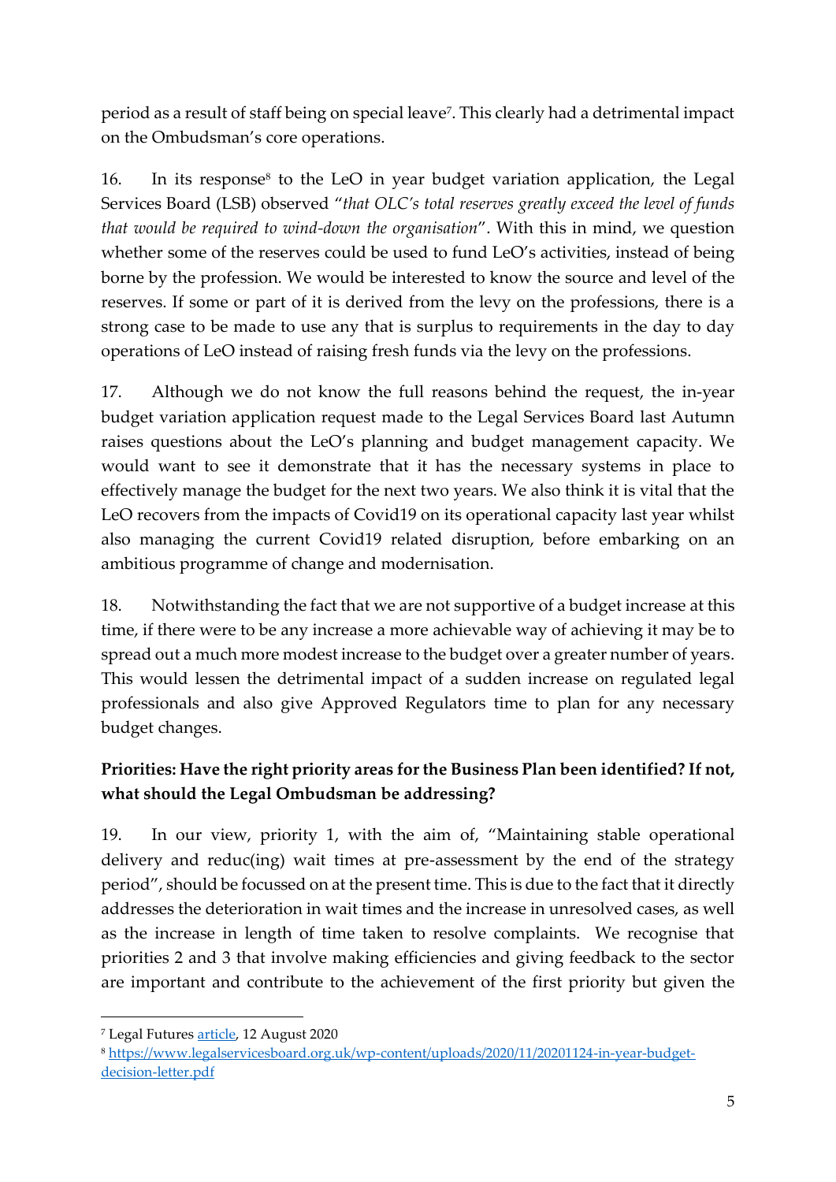period as a result of staff being on special leave[7]. This clearly had a detrimental impact on the Ombudsman's core operations.

16. In its response[8] to the LeO in year budget variation application, the Legal Services Board (LSB) observed "*that OLC's total reserves greatly exceed the level of funds that would be required to wind-down the organisation*". With this in mind, we question whether some of the reserves could be used to fund LeO's activities, instead of being borne by the profession. We would be interested to know the source and level of the reserves. If some or part of it is derived from the levy on the professions, there is a strong case to be made to use any that is surplus to requirements in the day to day operations of LeO instead of raising fresh funds via the levy on the professions.

17. Although we do not know the full reasons behind the request, the in-year budget variation application request made to the Legal Services Board last Autumn raises questions about the LeO's planning and budget management capacity. We would want to see it demonstrate that it has the necessary systems in place to effectively manage the budget for the next two years. We also think it is vital that the LeO recovers from the impacts of Covid19 on its operational capacity last year whilst also managing the current Covid19 related disruption, before embarking on an ambitious programme of change and modernisation.

18. Notwithstanding the fact that we are not supportive of a budget increase at this time, if there were to be any increase a more achievable way of achieving it may be to spread out a much more modest increase to the budget over a greater number of years. This would lessen the detrimental impact of a sudden increase on regulated legal professionals and also give Approved Regulators time to plan for any necessary budget changes.

**Priorities: Have the right priority areas for the Business Plan been identified? If not, what should the Legal Ombudsman be addressing?**

19. In our view, priority 1, with the aim of, "Maintaining stable operational delivery and reduc(ing) wait times at pre-assessment by the end of the strategy period", should be focussed on at the present time. This is due to the fact that it directly addresses the deterioration in wait times and the increase in unresolved cases, as well as the increase in length of time taken to resolve complaints. We recognise that priorities 2 and 3 that involve making efficiencies and giving feedback to the sector are important and contribute to the achievement of the first priority but given the

---

[7] Legal Futures article, 12 August 2020

[8] https://www.legalservicesboard.org.uk/wp-content/uploads/2020/11/20201124-in-year-budget-decision-letter.pdf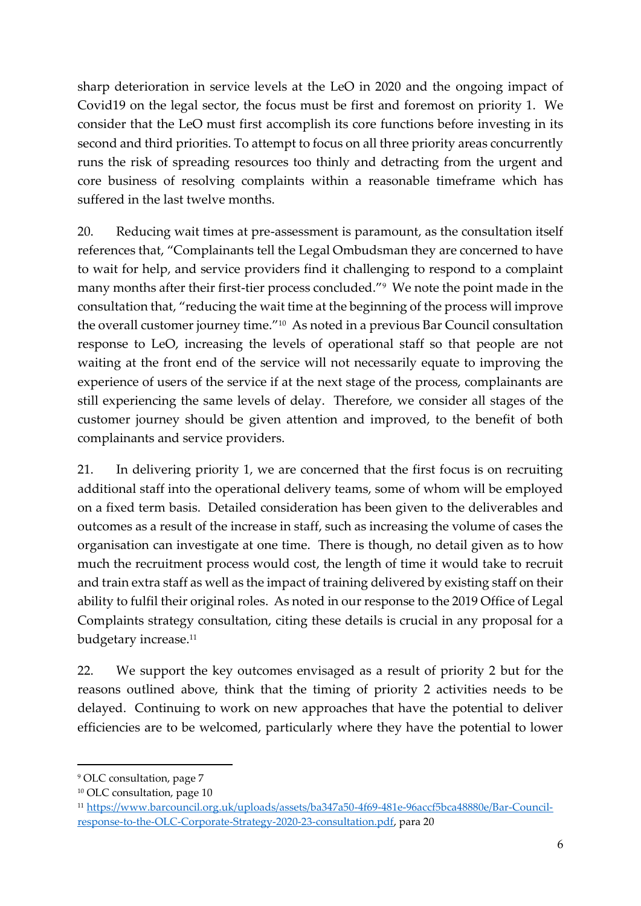sharp deterioration in service levels at the LeO in 2020 and the ongoing impact of Covid19 on the legal sector, the focus must be first and foremost on priority 1. We consider that the LeO must first accomplish its core functions before investing in its second and third priorities. To attempt to focus on all three priority areas concurrently runs the risk of spreading resources too thinly and detracting from the urgent and core business of resolving complaints within a reasonable timeframe which has suffered in the last twelve months.

20. Reducing wait times at pre-assessment is paramount, as the consultation itself references that, "Complainants tell the Legal Ombudsman they are concerned to have to wait for help, and service providers find it challenging to respond to a complaint many months after their first-tier process concluded."[9] We note the point made in the consultation that, "reducing the wait time at the beginning of the process will improve the overall customer journey time."[10] As noted in a previous Bar Council consultation response to LeO, increasing the levels of operational staff so that people are not waiting at the front end of the service will not necessarily equate to improving the experience of users of the service if at the next stage of the process, complainants are still experiencing the same levels of delay. Therefore, we consider all stages of the customer journey should be given attention and improved, to the benefit of both complainants and service providers.

21. In delivering priority 1, we are concerned that the first focus is on recruiting additional staff into the operational delivery teams, some of whom will be employed on a fixed term basis. Detailed consideration has been given to the deliverables and outcomes as a result of the increase in staff, such as increasing the volume of cases the organisation can investigate at one time. There is though, no detail given as to how much the recruitment process would cost, the length of time it would take to recruit and train extra staff as well as the impact of training delivered by existing staff on their ability to fulfil their original roles. As noted in our response to the 2019 Office of Legal Complaints strategy consultation, citing these details is crucial in any proposal for a budgetary increase.[11]

22. We support the key outcomes envisaged as a result of priority 2 but for the reasons outlined above, think that the timing of priority 2 activities needs to be delayed. Continuing to work on new approaches that have the potential to deliver efficiencies are to be welcomed, particularly where they have the potential to lower

---

[9] OLC consultation, page 7

[10] OLC consultation, page 10

[11] https://www.barcouncil.org.uk/uploads/assets/ba347a50-4f69-481e-96accf5bca48880e/Bar-Council-response-to-the-OLC-Corporate-Strategy-2020-23-consultation.pdf, para 20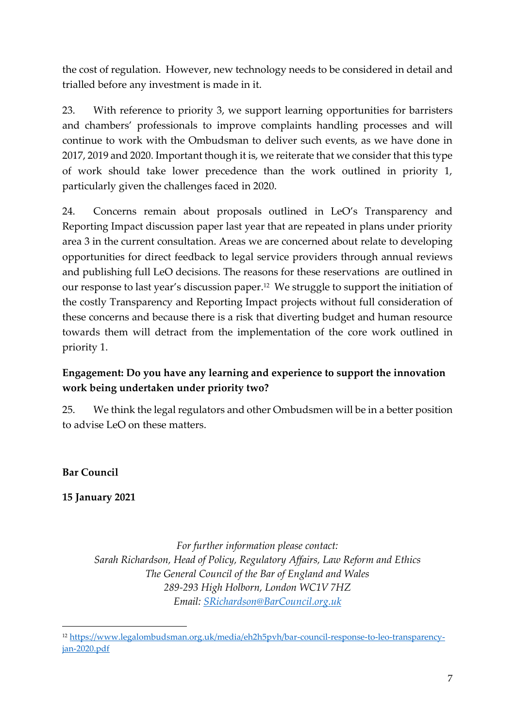the cost of regulation. However, new technology needs to be considered in detail and trialled before any investment is made in it.

23. With reference to priority 3, we support learning opportunities for barristers and chambers' professionals to improve complaints handling processes and will continue to work with the Ombudsman to deliver such events, as we have done in 2017, 2019 and 2020. Important though it is, we reiterate that we consider that this type of work should take lower precedence than the work outlined in priority 1, particularly given the challenges faced in 2020.

24. Concerns remain about proposals outlined in LeO's Transparency and Reporting Impact discussion paper last year that are repeated in plans under priority area 3 in the current consultation. Areas we are concerned about relate to developing opportunities for direct feedback to legal service providers through annual reviews and publishing full LeO decisions. The reasons for these reservations are outlined in our response to last year's discussion paper.[12] We struggle to support the initiation of the costly Transparency and Reporting Impact projects without full consideration of these concerns and because there is a risk that diverting budget and human resource towards them will detract from the implementation of the core work outlined in priority 1.

**Engagement: Do you have any learning and experience to support the innovation work being undertaken under priority two?**

25. We think the legal regulators and other Ombudsmen will be in a better position to advise LeO on these matters.

**Bar Council**

**15 January 2021**

*For further information please contact:*
*Sarah Richardson, Head of Policy, Regulatory Affairs, Law Reform and Ethics*
*The General Council of the Bar of England and Wales*
*289-293 High Holborn, London WC1V 7HZ*
*Email: [SRichardson@BarCouncil.org.uk](mailto:SRichardson@BarCouncil.org.uk)*

---

[12] https://www.legalombudsman.org.uk/media/eh2h5pvh/bar-council-response-to-leo-transparency-jan-2020.pdf